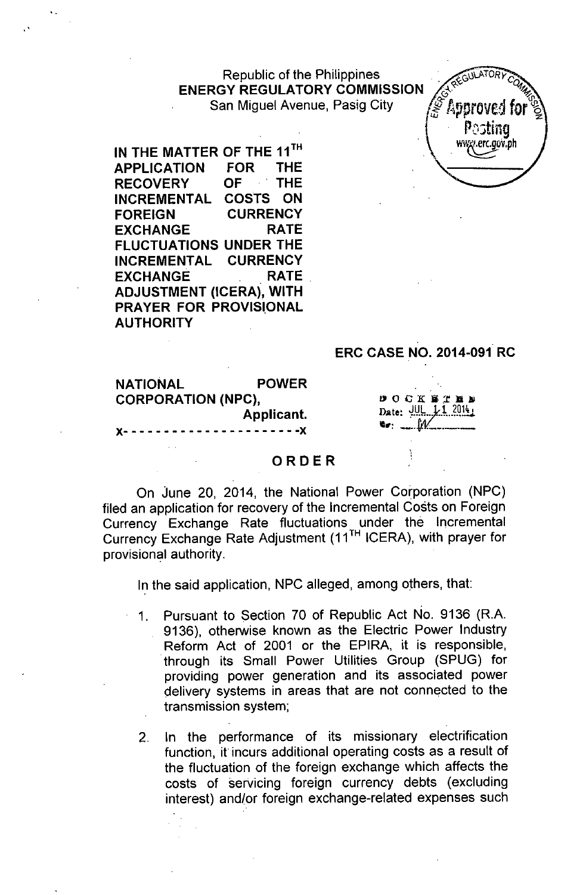Republic of the Philippines
**ENERGY REGULATORY COMMISSION**
San Miguel Avenue, Pasig City

**IN THE MATTER OF THE 11TH APPLICATION FOR THE RECOVERY OF THE INCREMENTAL COSTS ON FOREIGN CURRENCY EXCHANGE RATE FLUCTUATIONS UNDER THE INCREMENTAL CURRENCY EXCHANGE RATE ADJUSTMENT (ICERA), WITH PRAYER FOR PROVISIONAL AUTHORITY**

**ERC CASE NO. 2014-091 RC**

**NATIONAL POWER CORPORATION (NPC),**
**Applicant.**
x- - - - - - - - - - - - - - - - - - - - - - -x

DOCKETED
Date: JUL 11 2014
By: [initials]

## ORDER

On June 20, 2014, the National Power Corporation (NPC) filed an application for recovery of the Incremental Costs on Foreign Currency Exchange Rate fluctuations under the Incremental Currency Exchange Rate Adjustment (11TH ICERA), with prayer for provisional authority.

In the said application, NPC alleged, among others, that:

1. Pursuant to Section 70 of Republic Act No. 9136 (R.A. 9136), otherwise known as the Electric Power Industry Reform Act of 2001 or the EPIRA, it is responsible, through its Small Power Utilities Group (SPUG) for providing power generation and its associated power delivery systems in areas that are not connected to the transmission system;

2. In the performance of its missionary electrification function, it incurs additional operating costs as a result of the fluctuation of the foreign exchange which affects the costs of servicing foreign currency debts (excluding interest) and/or foreign exchange-related expenses such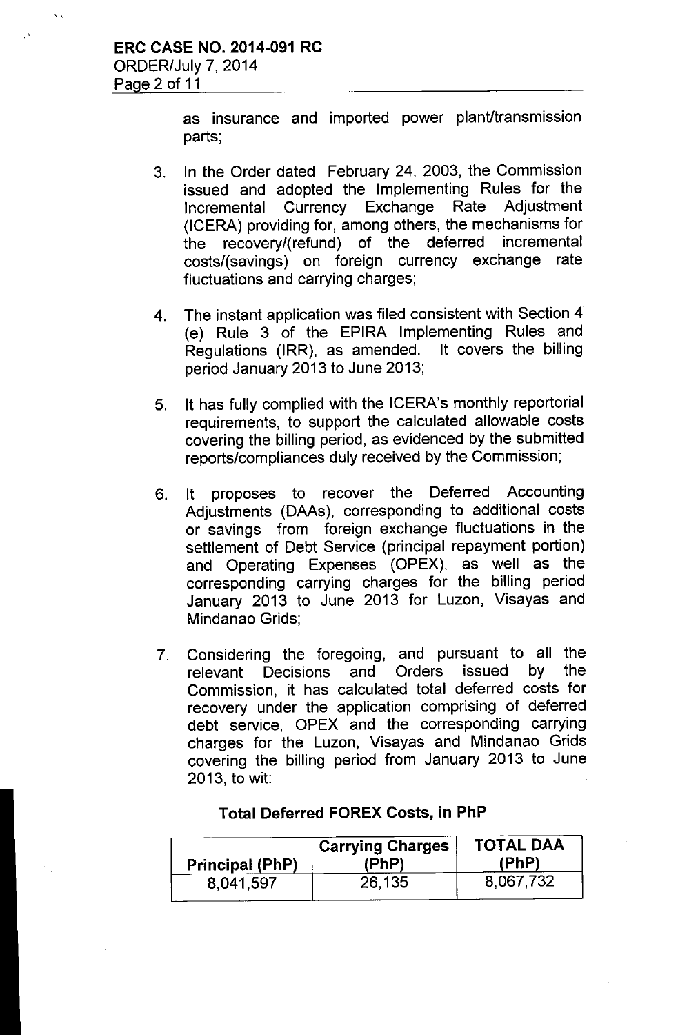as insurance and imported power plant/transmission parts;

3. In the Order dated February 24, 2003, the Commission issued and adopted the Implementing Rules for the Incremental Currency Exchange Rate Adjustment (ICERA) providing for, among others, the mechanisms for the recovery/(refund) of the deferred incremental costs/(savings) on foreign currency exchange rate fluctuations and carrying charges;

4. The instant application was filed consistent with Section 4 (e) Rule 3 of the EPIRA Implementing Rules and Regulations (IRR), as amended. It covers the billing period January 2013 to June 2013;

5. It has fully complied with the ICERA's monthly reportorial requirements, to support the calculated allowable costs covering the billing period, as evidenced by the submitted reports/compliances duly received by the Commission;

6. It proposes to recover the Deferred Accounting Adjustments (DAAs), corresponding to additional costs or savings from foreign exchange fluctuations in the settlement of Debt Service (principal repayment portion) and Operating Expenses (OPEX), as well as the corresponding carrying charges for the billing period January 2013 to June 2013 for Luzon, Visayas and Mindanao Grids;

7. Considering the foregoing, and pursuant to all the relevant Decisions and Orders issued by the Commission, it has calculated total deferred costs for recovery under the application comprising of deferred debt service, OPEX and the corresponding carrying charges for the Luzon, Visayas and Mindanao Grids covering the billing period from January 2013 to June 2013, to wit:

**Total Deferred FOREX Costs, in PhP**

| Principal (PhP) | Carrying Charges (PhP) | TOTAL DAA (PhP) |
|---|---|---|
| 8,041,597 | 26,135 | 8,067,732 |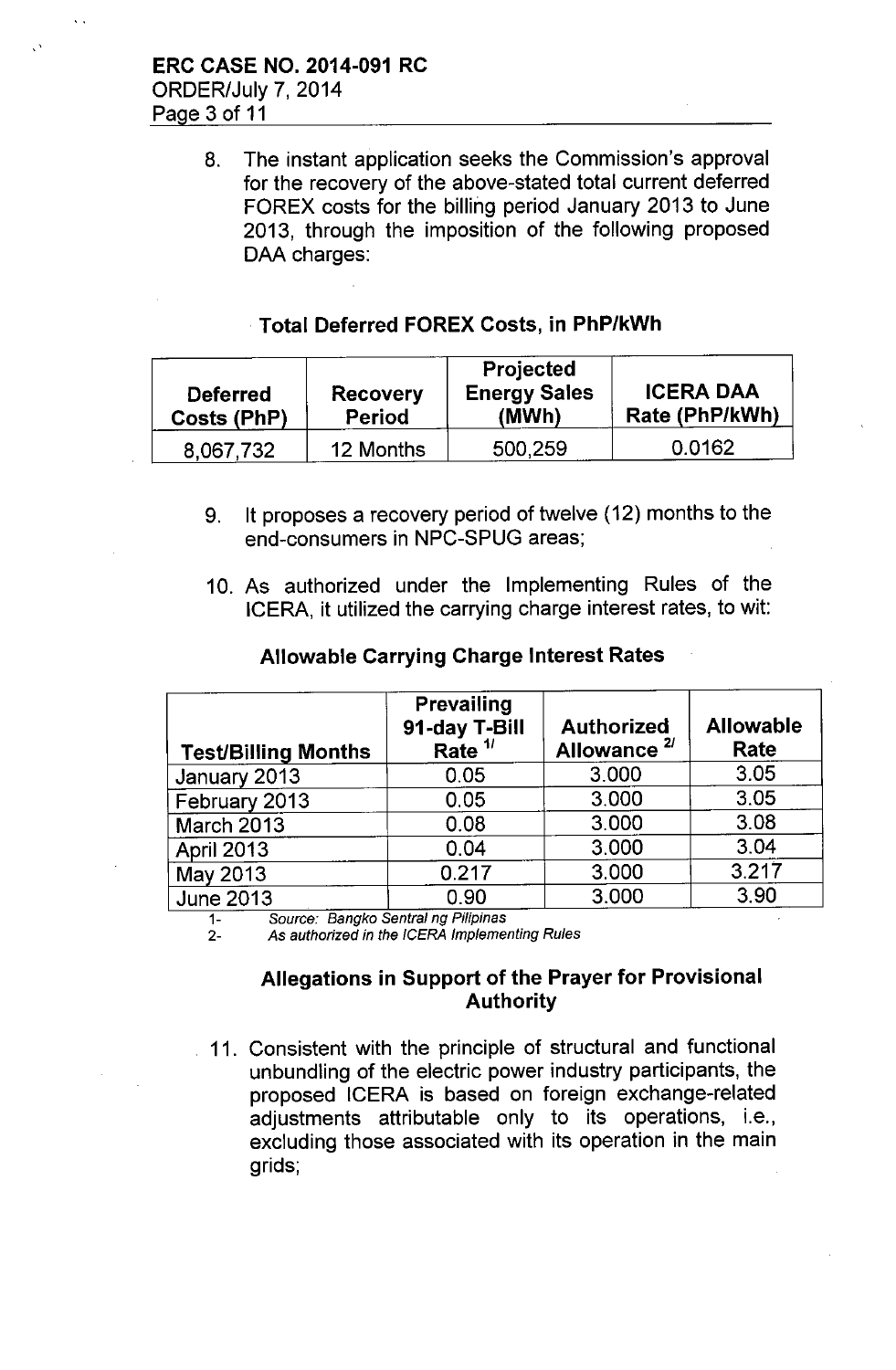8. The instant application seeks the Commission's approval for the recovery of the above-stated total current deferred FOREX costs for the billing period January 2013 to June 2013, through the imposition of the following proposed DAA charges:

**Total Deferred FOREX Costs, in PhP/kWh**

| Deferred Costs (PhP) | Recovery Period | Projected Energy Sales (MWh) | ICERA DAA Rate (PhP/kWh) |
|---|---|---|---|
| 8,067,732 | 12 Months | 500,259 | 0.0162 |

9. It proposes a recovery period of twelve (12) months to the end-consumers in NPC-SPUG areas;

10. As authorized under the Implementing Rules of the ICERA, it utilized the carrying charge interest rates, to wit:

**Allowable Carrying Charge Interest Rates**

| Test/Billing Months | Prevailing 91-day T-Bill Rate [1/] | Authorized Allowance [2/] | Allowable Rate |
|---|---|---|---|
| January 2013 | 0.05 | 3.000 | 3.05 |
| February 2013 | 0.05 | 3.000 | 3.05 |
| March 2013 | 0.08 | 3.000 | 3.08 |
| April 2013 | 0.04 | 3.000 | 3.04 |
| May 2013 | 0.217 | 3.000 | 3.217 |
| June 2013 | 0.90 | 3.000 | 3.90 |

1- *Source: Bangko Sentral ng Pilipinas*
2- *As authorized in the ICERA Implementing Rules*

## Allegations in Support of the Prayer for Provisional Authority

11. Consistent with the principle of structural and functional unbundling of the electric power industry participants, the proposed ICERA is based on foreign exchange-related adjustments attributable only to its operations, i.e., excluding those associated with its operation in the main grids;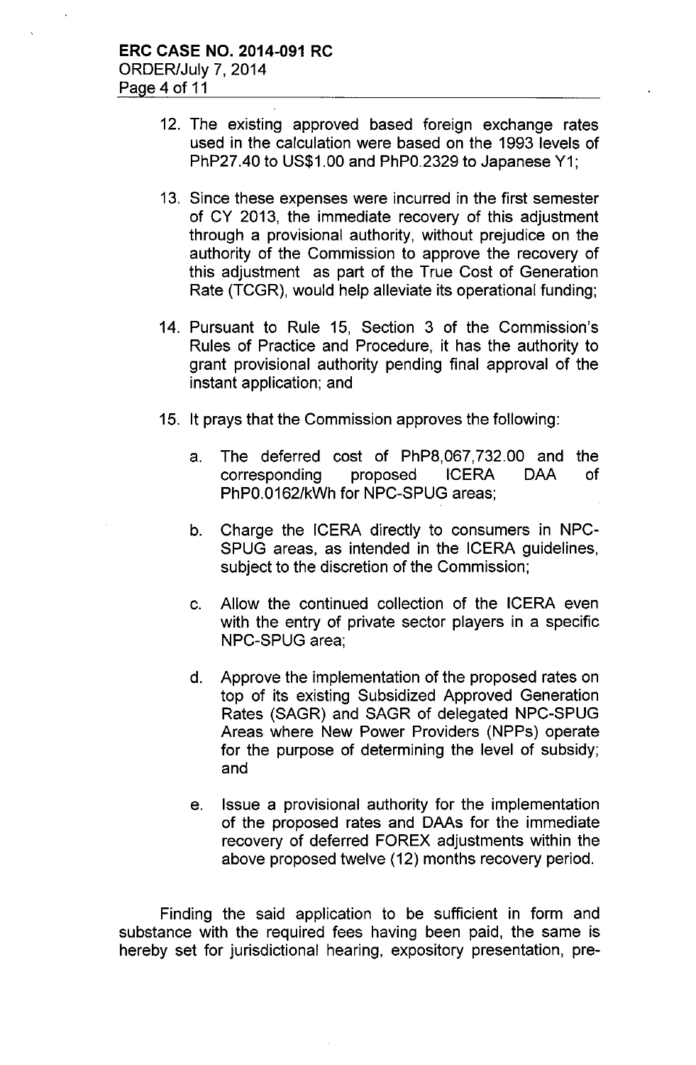12. The existing approved based foreign exchange rates used in the calculation were based on the 1993 levels of PhP27.40 to US$1.00 and PhP0.2329 to Japanese Y1;

13. Since these expenses were incurred in the first semester of CY 2013, the immediate recovery of this adjustment through a provisional authority, without prejudice on the authority of the Commission to approve the recovery of this adjustment as part of the True Cost of Generation Rate (TCGR), would help alleviate its operational funding;

14. Pursuant to Rule 15, Section 3 of the Commission's Rules of Practice and Procedure, it has the authority to grant provisional authority pending final approval of the instant application; and

15. It prays that the Commission approves the following:

    a. The deferred cost of PhP8,067,732.00 and the corresponding proposed ICERA DAA of PhP0.0162/kWh for NPC-SPUG areas;

    b. Charge the ICERA directly to consumers in NPC-SPUG areas, as intended in the ICERA guidelines, subject to the discretion of the Commission;

    c. Allow the continued collection of the ICERA even with the entry of private sector players in a specific NPC-SPUG area;

    d. Approve the implementation of the proposed rates on top of its existing Subsidized Approved Generation Rates (SAGR) and SAGR of delegated NPC-SPUG Areas where New Power Providers (NPPs) operate for the purpose of determining the level of subsidy; and

    e. Issue a provisional authority for the implementation of the proposed rates and DAAs for the immediate recovery of deferred FOREX adjustments within the above proposed twelve (12) months recovery period.

Finding the said application to be sufficient in form and substance with the required fees having been paid, the same is hereby set for jurisdictional hearing, expository presentation, pre-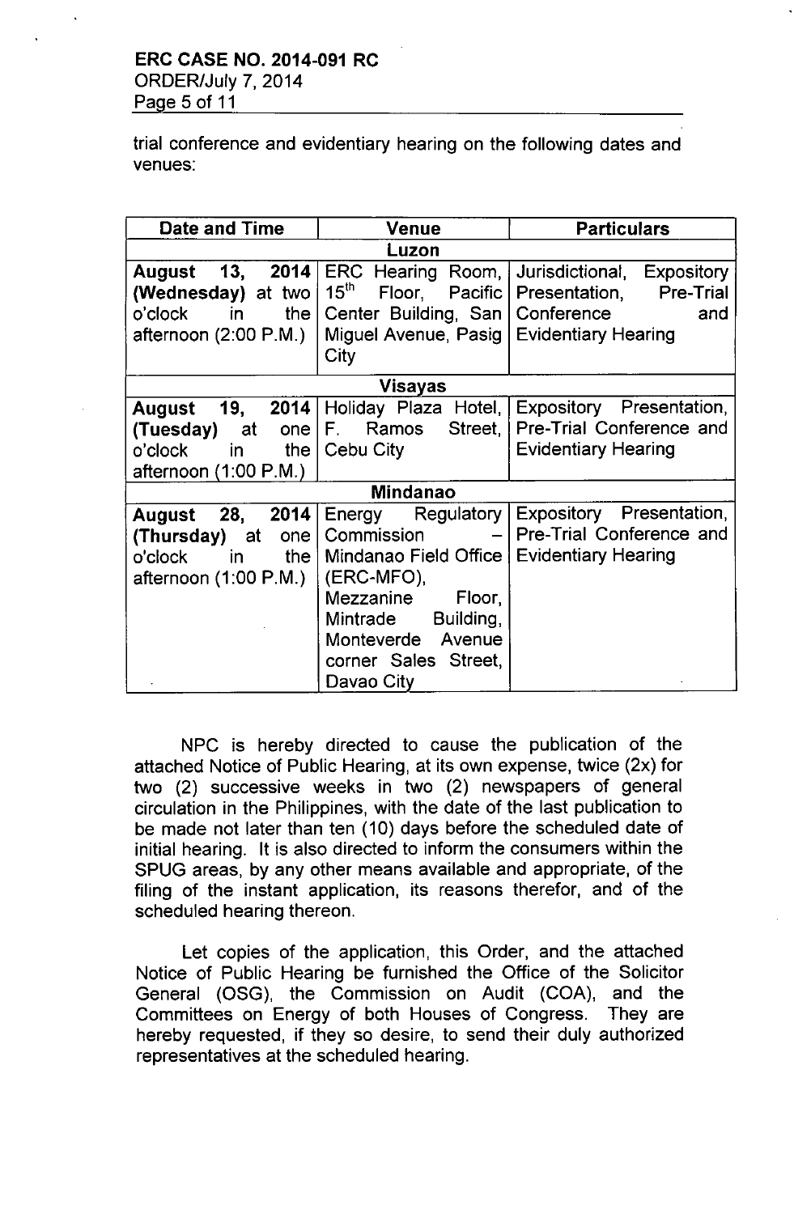trial conference and evidentiary hearing on the following dates and venues:

| Date and Time | Venue | Particulars |
|---|---|---|
| **Luzon** | | |
| **August 13, 2014 (Wednesday)** at two o'clock in the afternoon (2:00 P.M.) | ERC Hearing Room, 15th Floor, Pacific Center Building, San Miguel Avenue, Pasig City | Jurisdictional, Expository Presentation, Pre-Trial Conference and Evidentiary Hearing |
| **Visayas** | | |
| **August 19, 2014 (Tuesday)** at one o'clock in the afternoon (1:00 P.M.) | Holiday Plaza Hotel, F. Ramos Street, Cebu City | Expository Presentation, Pre-Trial Conference and Evidentiary Hearing |
| **Mindanao** | | |
| **August 28, 2014 (Thursday)** at one o'clock in the afternoon (1:00 P.M.) | Energy Regulatory Commission – Mindanao Field Office (ERC-MFO), Mezzanine Floor, Mintrade Building, Monteverde Avenue corner Sales Street, Davao City | Expository Presentation, Pre-Trial Conference and Evidentiary Hearing |

NPC is hereby directed to cause the publication of the attached Notice of Public Hearing, at its own expense, twice (2x) for two (2) successive weeks in two (2) newspapers of general circulation in the Philippines, with the date of the last publication to be made not later than ten (10) days before the scheduled date of initial hearing. It is also directed to inform the consumers within the SPUG areas, by any other means available and appropriate, of the filing of the instant application, its reasons therefor, and of the scheduled hearing thereon.

Let copies of the application, this Order, and the attached Notice of Public Hearing be furnished the Office of the Solicitor General (OSG), the Commission on Audit (COA), and the Committees on Energy of both Houses of Congress. They are hereby requested, if they so desire, to send their duly authorized representatives at the scheduled hearing.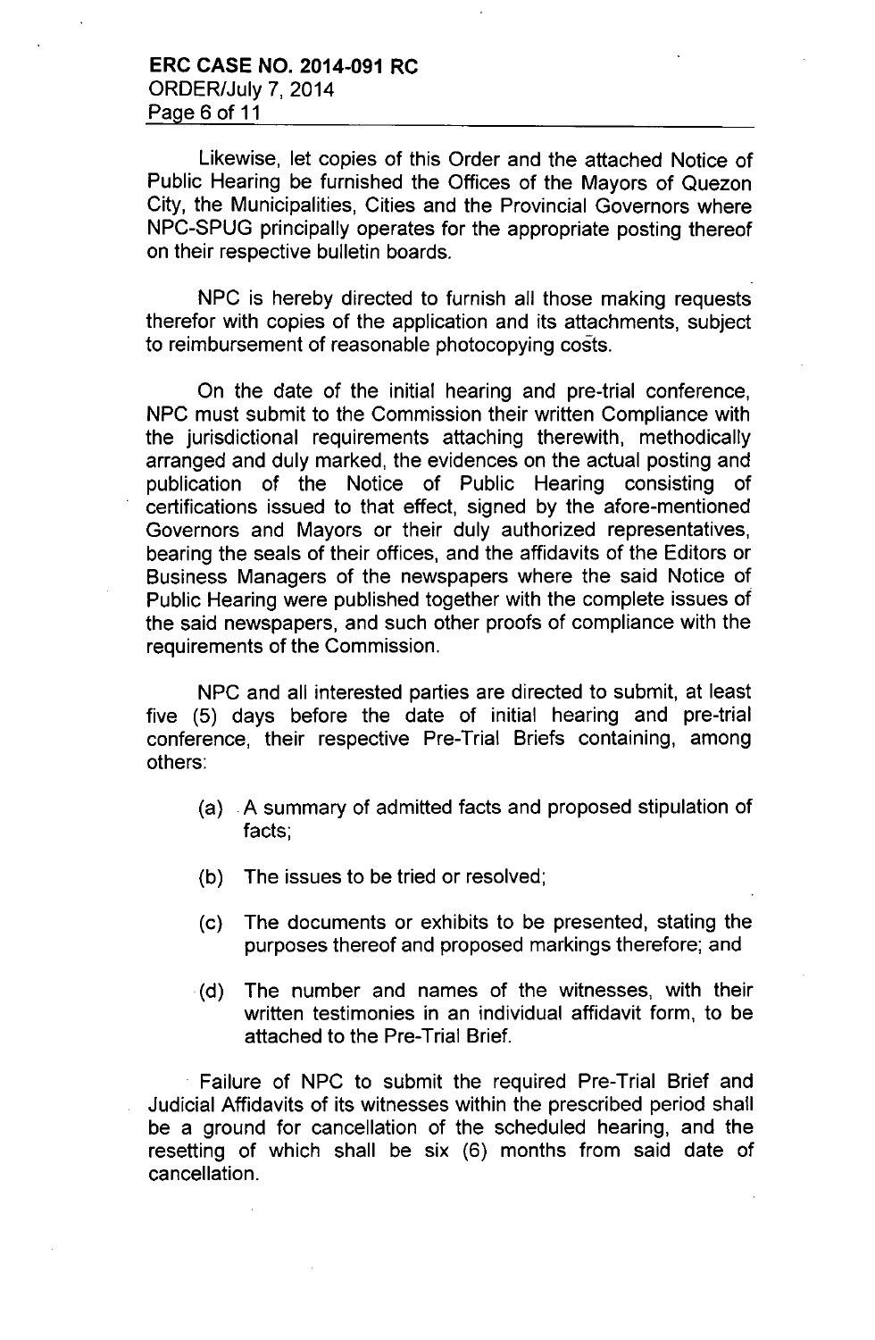Likewise, let copies of this Order and the attached Notice of Public Hearing be furnished the Offices of the Mayors of Quezon City, the Municipalities, Cities and the Provincial Governors where NPC-SPUG principally operates for the appropriate posting thereof on their respective bulletin boards.

NPC is hereby directed to furnish all those making requests therefor with copies of the application and its attachments, subject to reimbursement of reasonable photocopying costs.

On the date of the initial hearing and pre-trial conference, NPC must submit to the Commission their written Compliance with the jurisdictional requirements attaching therewith, methodically arranged and duly marked, the evidences on the actual posting and publication of the Notice of Public Hearing consisting of certifications issued to that effect, signed by the afore-mentioned Governors and Mayors or their duly authorized representatives, bearing the seals of their offices, and the affidavits of the Editors or Business Managers of the newspapers where the said Notice of Public Hearing were published together with the complete issues of the said newspapers, and such other proofs of compliance with the requirements of the Commission.

NPC and all interested parties are directed to submit, at least five (5) days before the date of initial hearing and pre-trial conference, their respective Pre-Trial Briefs containing, among others:

(a) A summary of admitted facts and proposed stipulation of facts;

(b) The issues to be tried or resolved;

(c) The documents or exhibits to be presented, stating the purposes thereof and proposed markings therefore; and

(d) The number and names of the witnesses, with their written testimonies in an individual affidavit form, to be attached to the Pre-Trial Brief.

Failure of NPC to submit the required Pre-Trial Brief and Judicial Affidavits of its witnesses within the prescribed period shall be a ground for cancellation of the scheduled hearing, and the resetting of which shall be six (6) months from said date of cancellation.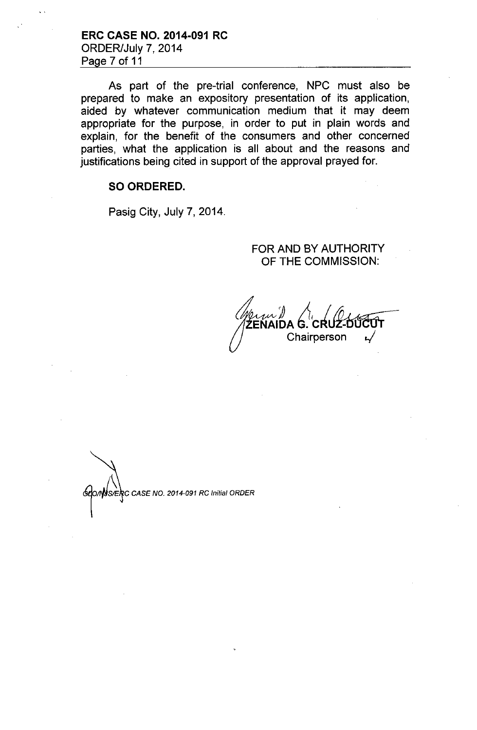As part of the pre-trial conference, NPC must also be prepared to make an expository presentation of its application, aided by whatever communication medium that it may deem appropriate for the purpose, in order to put in plain words and explain, for the benefit of the consumers and other concerned parties, what the application is all about and the reasons and justifications being cited in support of the approval prayed for.

**SO ORDERED.**

Pasig City, July 7, 2014.

FOR AND BY AUTHORITY OF THE COMMISSION:

**ZENAIDA G. CRUZ-DUCUT**
Chairperson

*GCO/NJS/ERC CASE NO. 2014-091 RC Initial ORDER*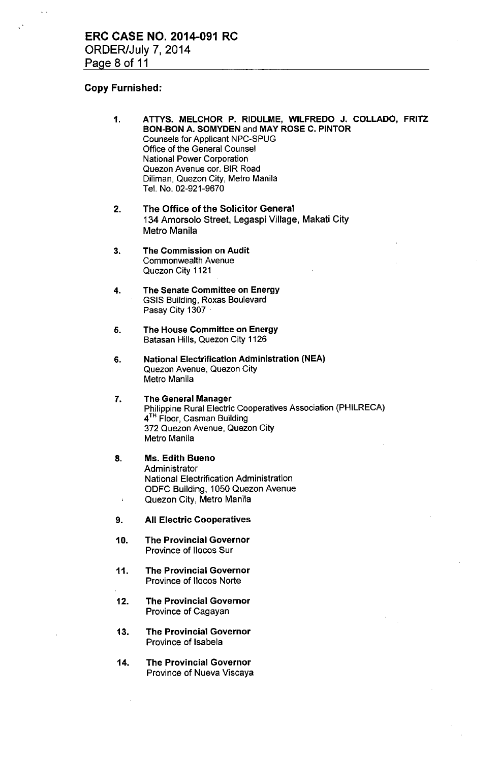**Copy Furnished:**

1. **ATTYS. MELCHOR P. RIDULME, WILFREDO J. COLLADO, FRITZ BON-BON A. SOMYDEN** and **MAY ROSE C. PINTOR**
   Counsels for Applicant NPC-SPUG
   Office of the General Counsel
   National Power Corporation
   Quezon Avenue cor. BIR Road
   Diliman, Quezon City, Metro Manila
   Tel. No. 02-921-9670

2. **The Office of the Solicitor General**
   134 Amorsolo Street, Legaspi Village, Makati City
   Metro Manila

3. **The Commission on Audit**
   Commonwealth Avenue
   Quezon City 1121

4. **The Senate Committee on Energy**
   GSIS Building, Roxas Boulevard
   Pasay City 1307

5. **The House Committee on Energy**
   Batasan Hills, Quezon City 1126

6. **National Electrification Administration (NEA)**
   Quezon Avenue, Quezon City
   Metro Manila

7. **The General Manager**
   Philippine Rural Electric Cooperatives Association (PHILRECA)
   4TH Floor, Casman Building
   372 Quezon Avenue, Quezon City
   Metro Manila

8. **Ms. Edith Bueno**
   Administrator
   National Electrification Administration
   ODFC Building, 1050 Quezon Avenue
   Quezon City, Metro Manila

9. **All Electric Cooperatives**

10. **The Provincial Governor**
    Province of Ilocos Sur

11. **The Provincial Governor**
    Province of Ilocos Norte

12. **The Provincial Governor**
    Province of Cagayan

13. **The Provincial Governor**
    Province of Isabela

14. **The Provincial Governor**
    Province of Nueva Viscaya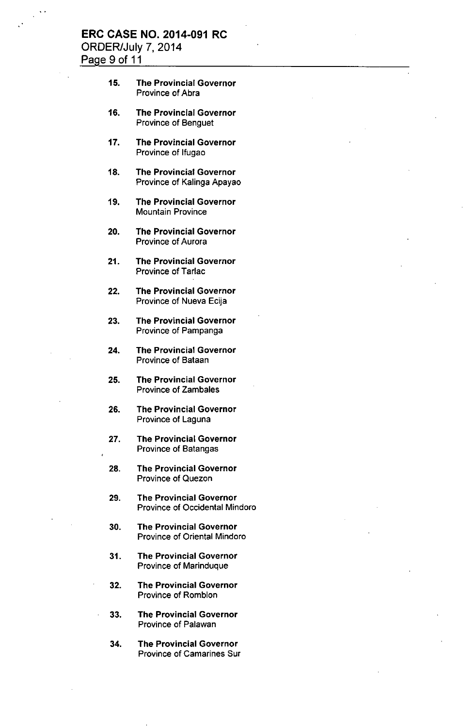15. **The Provincial Governor**
    Province of Abra

16. **The Provincial Governor**
    Province of Benguet

17. **The Provincial Governor**
    Province of Ifugao

18. **The Provincial Governor**
    Province of Kalinga Apayao

19. **The Provincial Governor**
    Mountain Province

20. **The Provincial Governor**
    Province of Aurora

21. **The Provincial Governor**
    Province of Tarlac

22. **The Provincial Governor**
    Province of Nueva Ecija

23. **The Provincial Governor**
    Province of Pampanga

24. **The Provincial Governor**
    Province of Bataan

25. **The Provincial Governor**
    Province of Zambales

26. **The Provincial Governor**
    Province of Laguna

27. **The Provincial Governor**
    Province of Batangas

28. **The Provincial Governor**
    Province of Quezon

29. **The Provincial Governor**
    Province of Occidental Mindoro

30. **The Provincial Governor**
    Province of Oriental Mindoro

31. **The Provincial Governor**
    Province of Marinduque

32. **The Provincial Governor**
    Province of Romblon

33. **The Provincial Governor**
    Province of Palawan

34. **The Provincial Governor**
    Province of Camarines Sur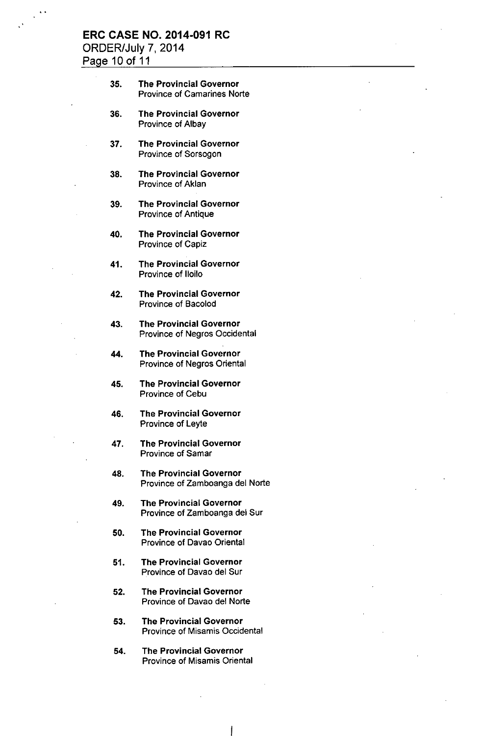35. **The Provincial Governor**
    Province of Camarines Norte

36. **The Provincial Governor**
    Province of Albay

37. **The Provincial Governor**
    Province of Sorsogon

38. **The Provincial Governor**
    Province of Aklan

39. **The Provincial Governor**
    Province of Antique

40. **The Provincial Governor**
    Province of Capiz

41. **The Provincial Governor**
    Province of Iloilo

42. **The Provincial Governor**
    Province of Bacolod

43. **The Provincial Governor**
    Province of Negros Occidental

44. **The Provincial Governor**
    Province of Negros Oriental

45. **The Provincial Governor**
    Province of Cebu

46. **The Provincial Governor**
    Province of Leyte

47. **The Provincial Governor**
    Province of Samar

48. **The Provincial Governor**
    Province of Zamboanga del Norte

49. **The Provincial Governor**
    Province of Zamboanga del Sur

50. **The Provincial Governor**
    Province of Davao Oriental

51. **The Provincial Governor**
    Province of Davao del Sur

52. **The Provincial Governor**
    Province of Davao del Norte

53. **The Provincial Governor**
    Province of Misamis Occidental

54. **The Provincial Governor**
    Province of Misamis Oriental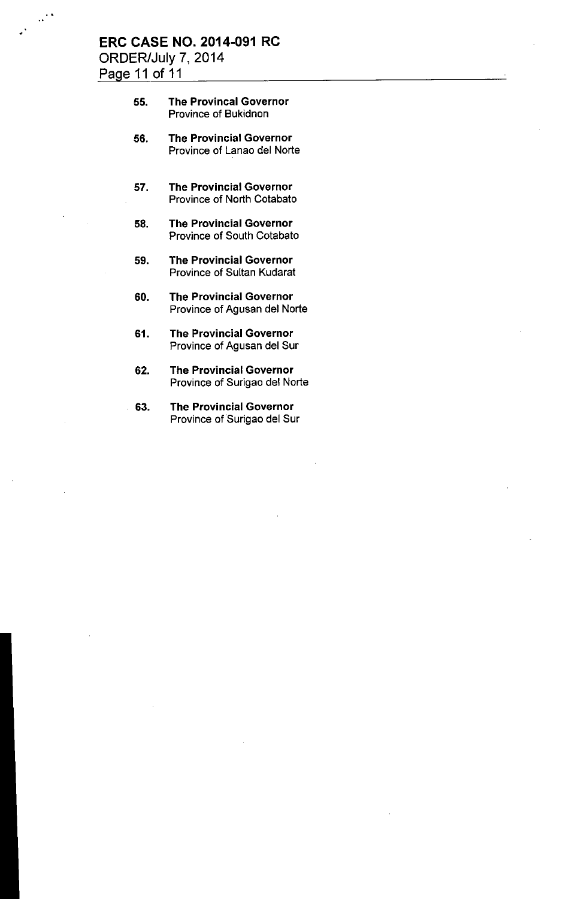55. **The Provincal Governor**
    Province of Bukidnon

56. **The Provincial Governor**
    Province of Lanao del Norte

57. **The Provincial Governor**
    Province of North Cotabato

58. **The Provincial Governor**
    Province of South Cotabato

59. **The Provincial Governor**
    Province of Sultan Kudarat

60. **The Provincial Governor**
    Province of Agusan del Norte

61. **The Provincial Governor**
    Province of Agusan del Sur

62. **The Provincial Governor**
    Province of Surigao del Norte

63. **The Provincial Governor**
    Province of Surigao del Sur